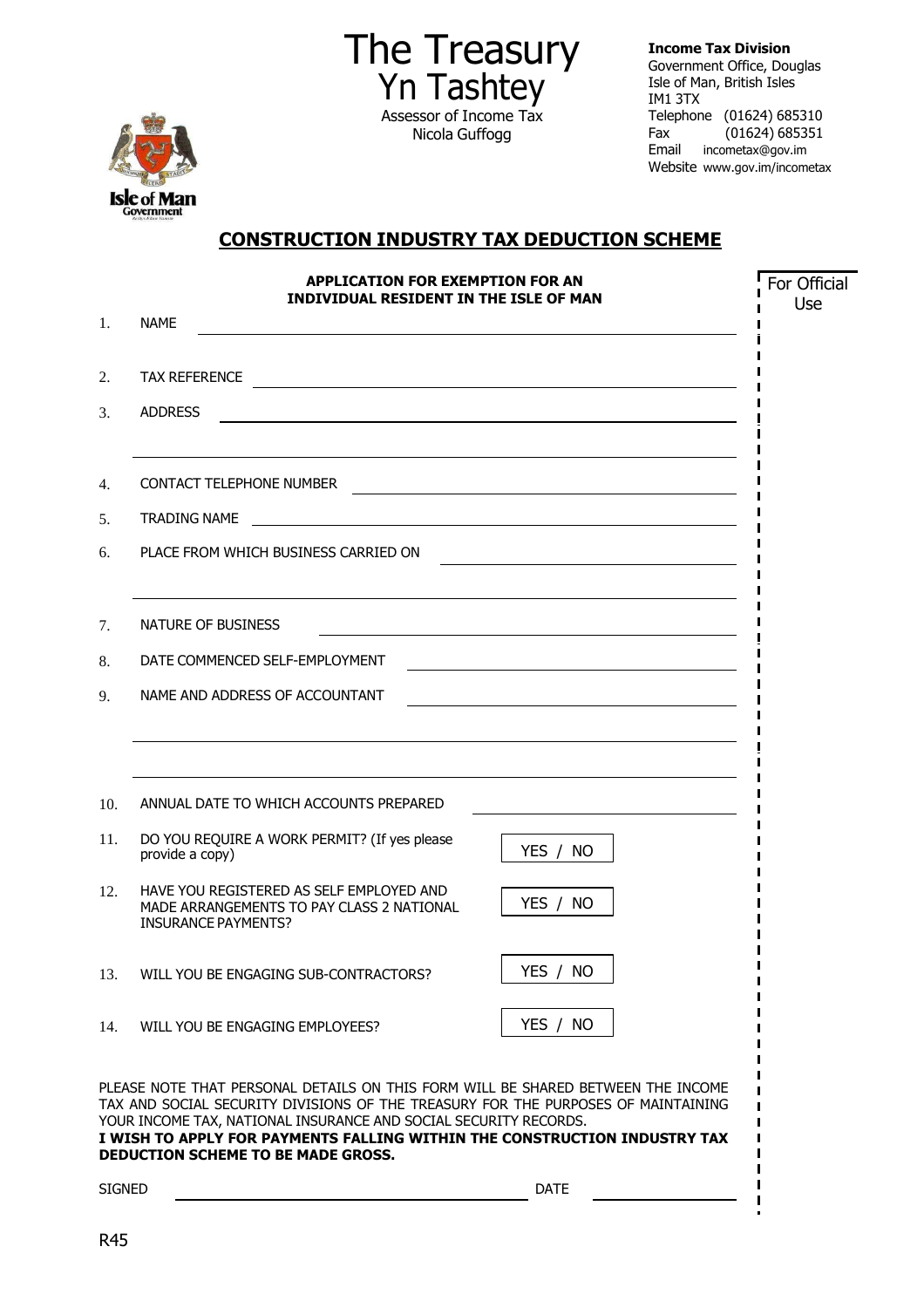# The Treasury
## Yn Tashtey

Assessor of Income Tax
Nicola Guffogg

**Income Tax Division**
Government Office, Douglas
Isle of Man, British Isles
IM1 3TX
Telephone (01624) 685310
Fax (01624) 685351
Email incometax@gov.im
Website www.gov.im/incometax

Isle of Man Government

## CONSTRUCTION INDUSTRY TAX DEDUCTION SCHEME

**APPLICATION FOR EXEMPTION FOR AN INDIVIDUAL RESIDENT IN THE ISLE OF MAN**

For Official Use

1. NAME ____________________

2. TAX REFERENCE ____________________

3. ADDRESS ____________________

4. CONTACT TELEPHONE NUMBER ____________________

5. TRADING NAME ____________________

6. PLACE FROM WHICH BUSINESS CARRIED ON ____________________

7. NATURE OF BUSINESS ____________________

8. DATE COMMENCED SELF-EMPLOYMENT ____________________

9. NAME AND ADDRESS OF ACCOUNTANT ____________________

10. ANNUAL DATE TO WHICH ACCOUNTS PREPARED ____________________

11. DO YOU REQUIRE A WORK PERMIT? (If yes please provide a copy) YES / NO

12. HAVE YOU REGISTERED AS SELF EMPLOYED AND MADE ARRANGEMENTS TO PAY CLASS 2 NATIONAL INSURANCE PAYMENTS? YES / NO

13. WILL YOU BE ENGAGING SUB-CONTRACTORS? YES / NO

14. WILL YOU BE ENGAGING EMPLOYEES? YES / NO

PLEASE NOTE THAT PERSONAL DETAILS ON THIS FORM WILL BE SHARED BETWEEN THE INCOME TAX AND SOCIAL SECURITY DIVISIONS OF THE TREASURY FOR THE PURPOSES OF MAINTAINING YOUR INCOME TAX, NATIONAL INSURANCE AND SOCIAL SECURITY RECORDS.
**I WISH TO APPLY FOR PAYMENTS FALLING WITHIN THE CONSTRUCTION INDUSTRY TAX DEDUCTION SCHEME TO BE MADE GROSS.**

SIGNED ____________________ DATE ____________________

R45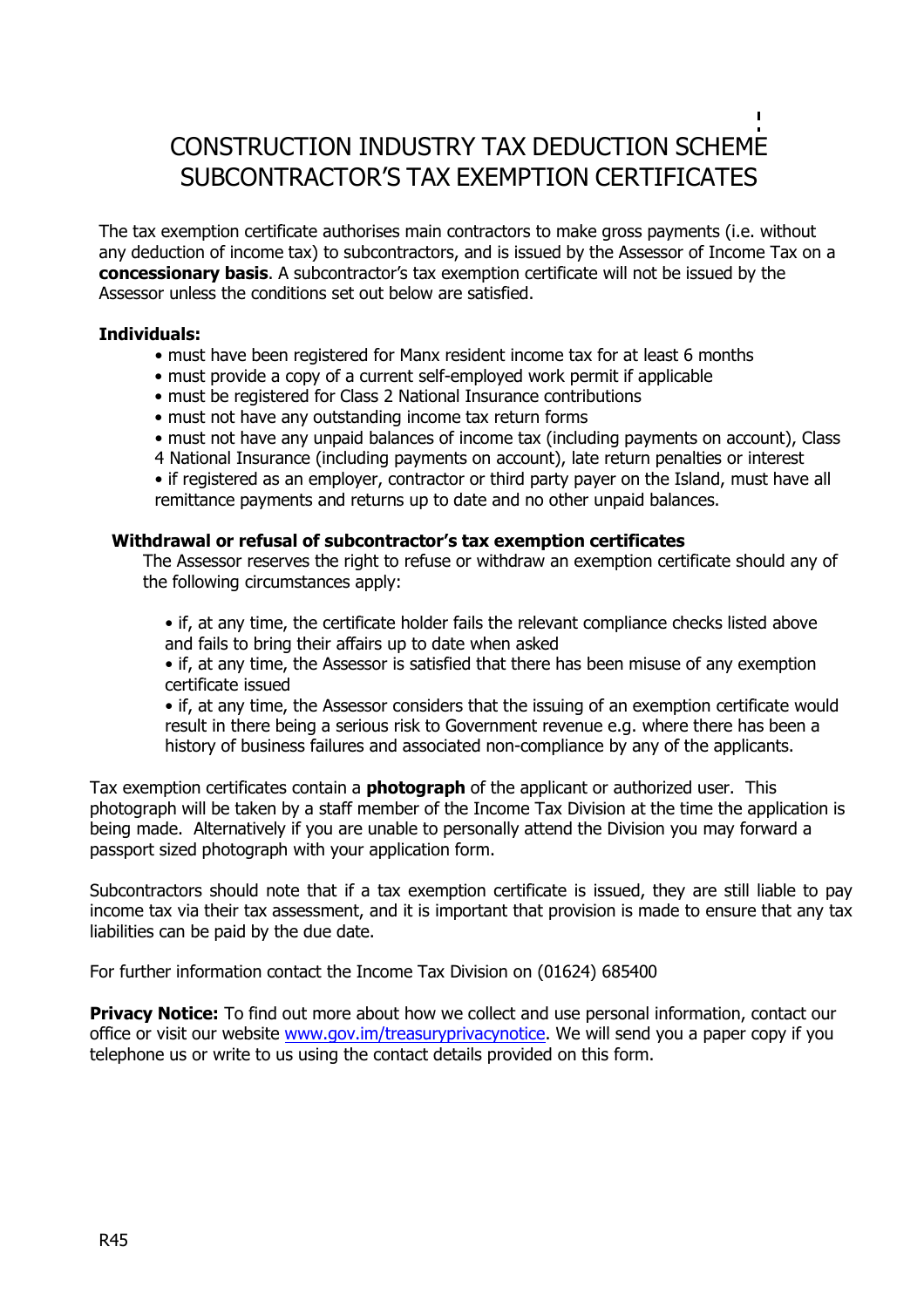# CONSTRUCTION INDUSTRY TAX DEDUCTION SCHEME SUBCONTRACTOR'S TAX EXEMPTION CERTIFICATES

The tax exemption certificate authorises main contractors to make gross payments (i.e. without any deduction of income tax) to subcontractors, and is issued by the Assessor of Income Tax on a **concessionary basis**. A subcontractor's tax exemption certificate will not be issued by the Assessor unless the conditions set out below are satisfied.

**Individuals:**

- must have been registered for Manx resident income tax for at least 6 months
- must provide a copy of a current self-employed work permit if applicable
- must be registered for Class 2 National Insurance contributions
- must not have any outstanding income tax return forms
- must not have any unpaid balances of income tax (including payments on account), Class 4 National Insurance (including payments on account), late return penalties or interest
- if registered as an employer, contractor or third party payer on the Island, must have all remittance payments and returns up to date and no other unpaid balances.

**Withdrawal or refusal of subcontractor's tax exemption certificates**

The Assessor reserves the right to refuse or withdraw an exemption certificate should any of the following circumstances apply:

- if, at any time, the certificate holder fails the relevant compliance checks listed above and fails to bring their affairs up to date when asked
- if, at any time, the Assessor is satisfied that there has been misuse of any exemption certificate issued
- if, at any time, the Assessor considers that the issuing of an exemption certificate would result in there being a serious risk to Government revenue e.g. where there has been a history of business failures and associated non-compliance by any of the applicants.

Tax exemption certificates contain a **photograph** of the applicant or authorized user. This photograph will be taken by a staff member of the Income Tax Division at the time the application is being made. Alternatively if you are unable to personally attend the Division you may forward a passport sized photograph with your application form.

Subcontractors should note that if a tax exemption certificate is issued, they are still liable to pay income tax via their tax assessment, and it is important that provision is made to ensure that any tax liabilities can be paid by the due date.

For further information contact the Income Tax Division on (01624) 685400

**Privacy Notice:** To find out more about how we collect and use personal information, contact our office or visit our website www.gov.im/treasuryprivacynotice. We will send you a paper copy if you telephone us or write to us using the contact details provided on this form.

R45